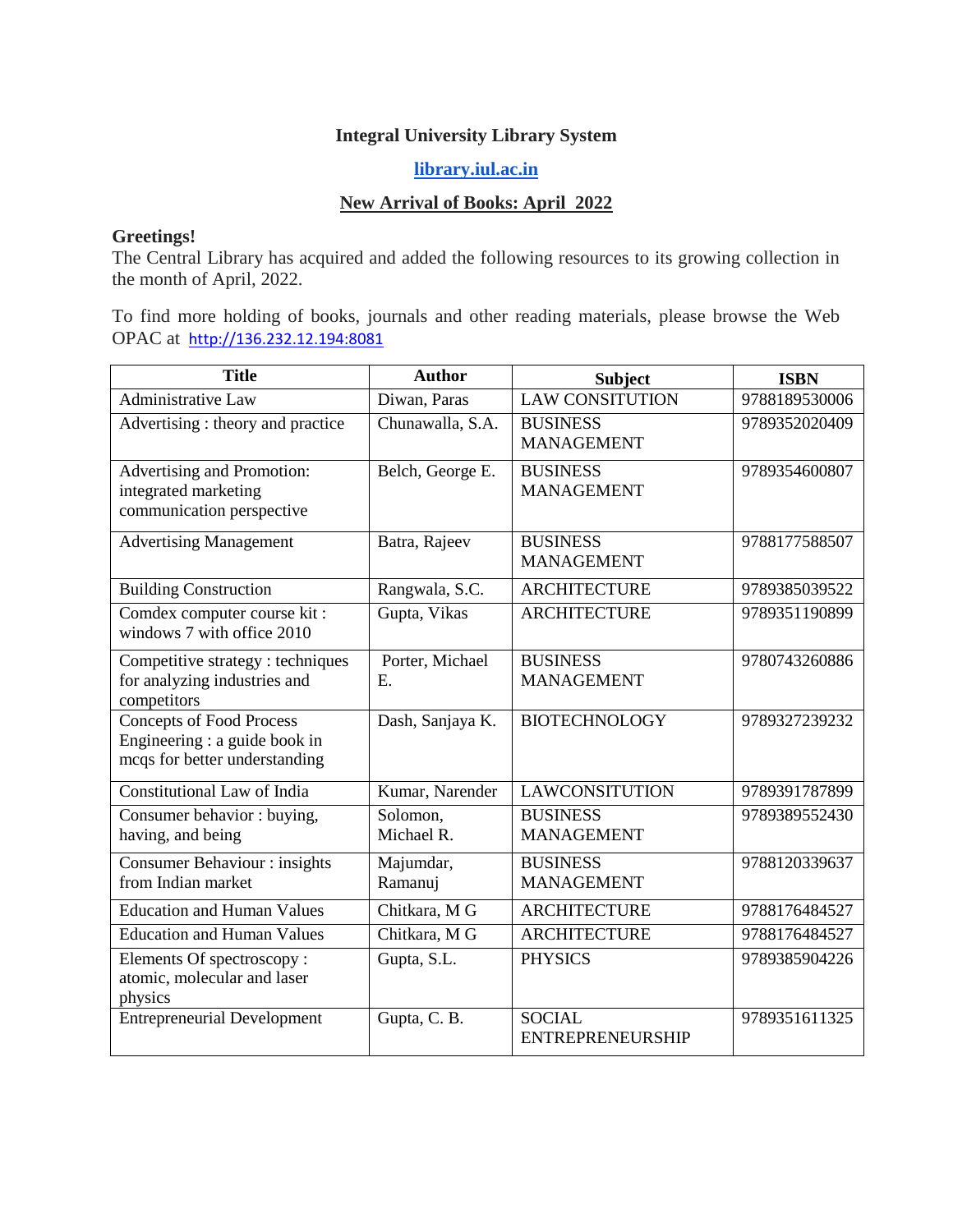# Integral University Library System

**[library.iul.ac.in](library.iul.ac.in)**

## New Arrival of Books: April 2022

**Greetings!**

The Central Library has acquired and added the following resources to its growing collection in the month of April, 2022.

To find more holding of books, journals and other reading materials, please browse the Web OPAC at [http://136.232.12.194:8081](http://136.232.12.194:8081)

| Title | Author | Subject | ISBN |
|---|---|---|---|
| Administrative Law | Diwan, Paras | LAW CONSITUTION | 9788189530006 |
| Advertising : theory and practice | Chunawalla, S.A. | BUSINESS MANAGEMENT | 9789352020409 |
| Advertising and Promotion: integrated marketing communication perspective | Belch, George E. | BUSINESS MANAGEMENT | 9789354600807 |
| Advertising Management | Batra, Rajeev | BUSINESS MANAGEMENT | 9788177588507 |
| Building Construction | Rangwala, S.C. | ARCHITECTURE | 9789385039522 |
| Comdex computer course kit : windows 7 with office 2010 | Gupta, Vikas | ARCHITECTURE | 9789351190899 |
| Competitive strategy : techniques for analyzing industries and competitors | Porter, Michael E. | BUSINESS MANAGEMENT | 9780743260886 |
| Concepts of Food Process Engineering : a guide book in mcqs for better understanding | Dash, Sanjaya K. | BIOTECHNOLOGY | 9789327239232 |
| Constitutional Law of India | Kumar, Narender | LAWCONSITUTION | 9789391787899 |
| Consumer behavior : buying, having, and being | Solomon, Michael R. | BUSINESS MANAGEMENT | 9789389552430 |
| Consumer Behaviour : insights from Indian market | Majumdar, Ramanuj | BUSINESS MANAGEMENT | 9788120339637 |
| Education and Human Values | Chitkara, M G | ARCHITECTURE | 9788176484527 |
| Education and Human Values | Chitkara, M G | ARCHITECTURE | 9788176484527 |
| Elements Of spectroscopy : atomic, molecular and laser physics | Gupta, S.L. | PHYSICS | 9789385904226 |
| Entrepreneurial Development | Gupta, C. B. | SOCIAL ENTREPRENEURSHIP | 9789351611325 |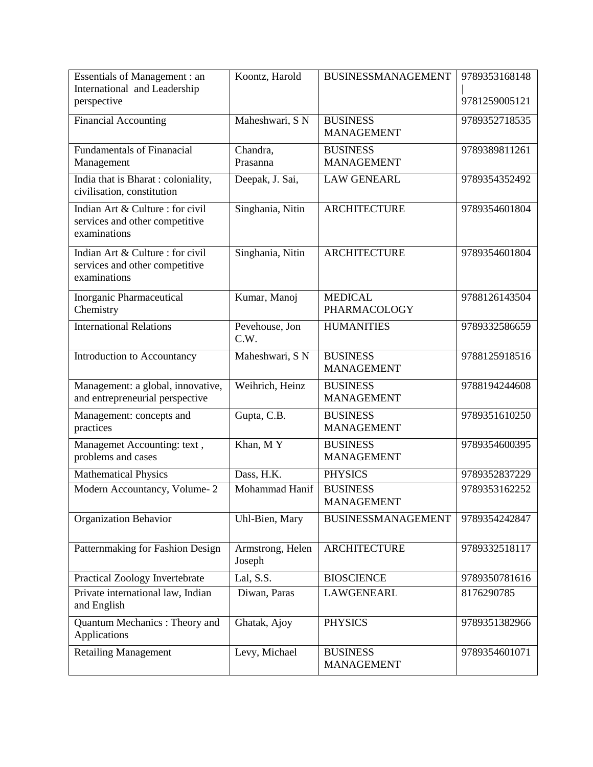| Essentials of Management : an International and Leadership perspective | Koontz, Harold | BUSINESSMANAGEMENT | 9789353168148 \| 9781259005121 |
|---|---|---|---|
| Financial Accounting | Maheshwari, S N | BUSINESS MANAGEMENT | 9789352718535 |
| Fundamentals of Finanacial Management | Chandra, Prasanna | BUSINESS MANAGEMENT | 9789389811261 |
| India that is Bharat : coloniality, civilisation, constitution | Deepak, J. Sai, | LAW GENEARL | 9789354352492 |
| Indian Art & Culture : for civil services and other competitive examinations | Singhania, Nitin | ARCHITECTURE | 9789354601804 |
| Indian Art & Culture : for civil services and other competitive examinations | Singhania, Nitin | ARCHITECTURE | 9789354601804 |
| Inorganic Pharmaceutical Chemistry | Kumar, Manoj | MEDICAL PHARMACOLOGY | 9788126143504 |
| International Relations | Pevehouse, Jon C.W. | HUMANITIES | 9789332586659 |
| Introduction to Accountancy | Maheshwari, S N | BUSINESS MANAGEMENT | 9788125918516 |
| Management: a global, innovative, and entrepreneurial perspective | Weihrich, Heinz | BUSINESS MANAGEMENT | 9788194244608 |
| Management: concepts and practices | Gupta, C.B. | BUSINESS MANAGEMENT | 9789351610250 |
| Managemet Accounting: text , problems and cases | Khan, M Y | BUSINESS MANAGEMENT | 9789354600395 |
| Mathematical Physics | Dass, H.K. | PHYSICS | 9789352837229 |
| Modern Accountancy, Volume- 2 | Mohammad Hanif | BUSINESS MANAGEMENT | 9789353162252 |
| Organization Behavior | Uhl-Bien, Mary | BUSINESSMANAGEMENT | 9789354242847 |
| Patternmaking for Fashion Design | Armstrong, Helen Joseph | ARCHITECTURE | 9789332518117 |
| Practical Zoology Invertebrate | Lal, S.S. | BIOSCIENCE | 9789350781616 |
| Private international law, Indian and English | Diwan, Paras | LAWGENEARL | 8176290785 |
| Quantum Mechanics : Theory and Applications | Ghatak, Ajoy | PHYSICS | 9789351382966 |
| Retailing Management | Levy, Michael | BUSINESS MANAGEMENT | 9789354601071 |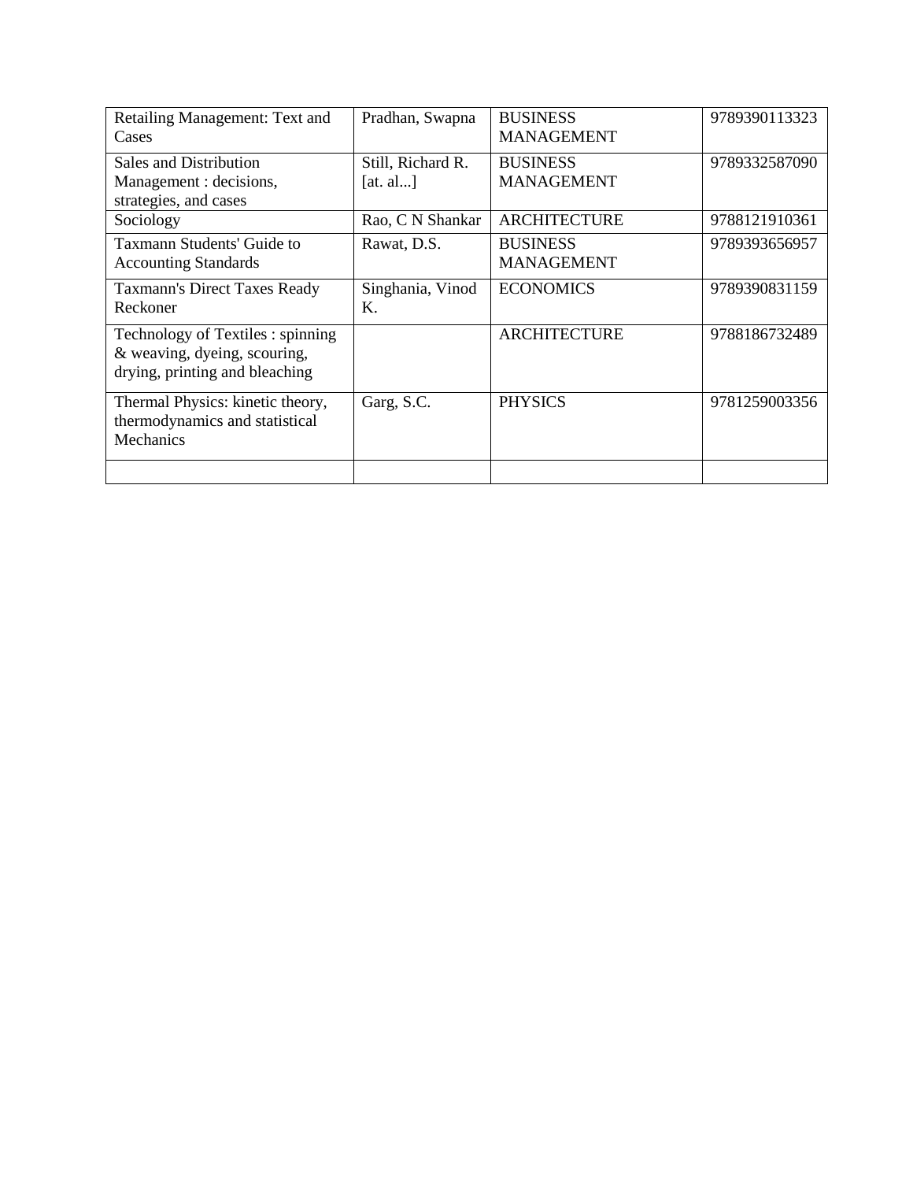| | | | |
|---|---|---|---|
| Retailing Management: Text and Cases | Pradhan, Swapna | BUSINESS MANAGEMENT | 9789390113323 |
| Sales and Distribution Management : decisions, strategies, and cases | Still, Richard R. [at. al...] | BUSINESS MANAGEMENT | 9789332587090 |
| Sociology | Rao, C N Shankar | ARCHITECTURE | 9788121910361 |
| Taxmann Students' Guide to Accounting Standards | Rawat, D.S. | BUSINESS MANAGEMENT | 9789393656957 |
| Taxmann's Direct Taxes Ready Reckoner | Singhania, Vinod K. | ECONOMICS | 9789390831159 |
| Technology of Textiles : spinning & weaving, dyeing, scouring, drying, printing and bleaching | | ARCHITECTURE | 9788186732489 |
| Thermal Physics: kinetic theory, thermodynamics and statistical Mechanics | Garg, S.C. | PHYSICS | 9781259003356 |
| | | | |